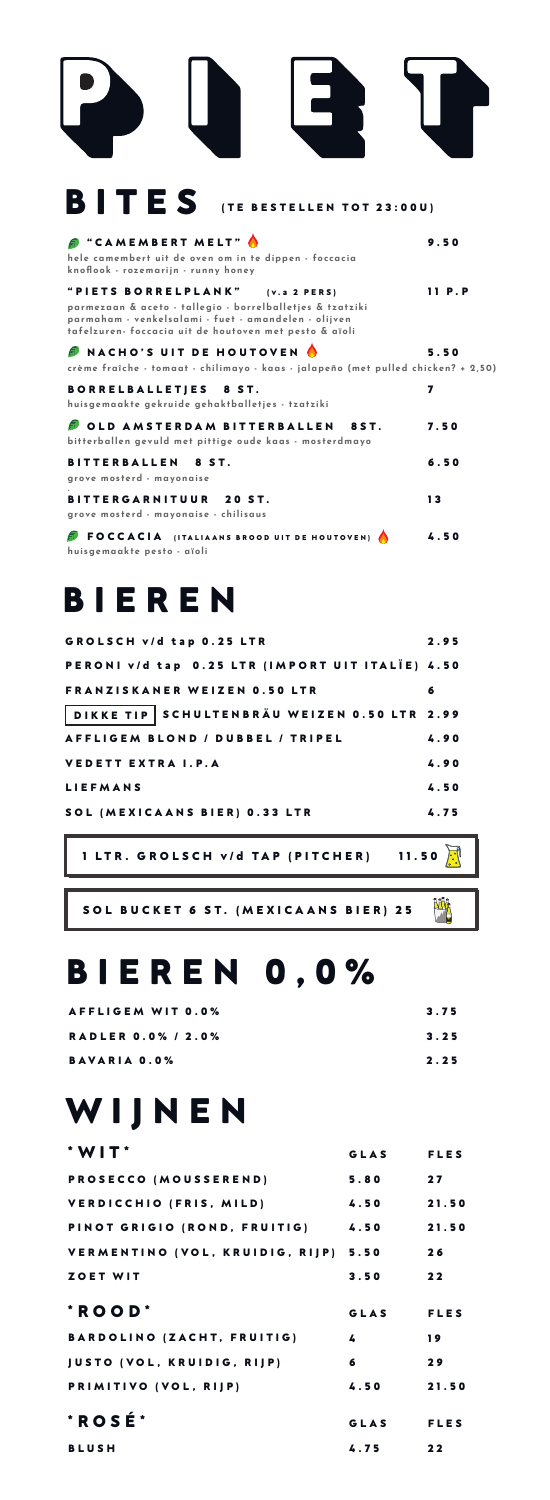# PIET

## BITES (TE BESTELLEN TOT 23:00U)

**"CAMEMBERT MELT"** — 9.50
hele camembert uit de oven om in te dippen - foccacia knoflook - rozemarijn - runny honey

**"PIETS BORRELPLANK"** (v.a 2 PERS) — 11 P.P
parmezaan & aceto - tallegio - borrelballetjes & tzatziki parmaham - venkelsalami - fuet - amandelen - olijven tafelzuren- foccacia uit de houtoven met pesto & aïoli

**NACHO'S UIT DE HOUTOVEN** — 5.50
crème fraîche - tomaat - chilimayo - kaas - jalapeño (met pulled chicken? + 2,50)

**BORRELBALLETJES 8 ST.** — 7
huisgemaakte gekruide gehaktballetjes - tzatziki

**OLD AMSTERDAM BITTERBALLEN 8ST.** — 7.50
bitterballen gevuld met pittige oude kaas - mosterdmayo

**BITTERBALLEN 8 ST.** — 6.50
grove mosterd - mayonaise

**BITTERGARNITUUR 20 ST.** — 13
grove mosterd - mayonaise - chilisaus

**FOCCACIA** (ITALIAANS BROOD UIT DE HOUTOVEN) — 4.50
huisgemaakte pesto - aïoli

## BIEREN

| | |
|---|---|
| GROLSCH v/d tap 0.25 LTR | 2.95 |
| PERONI v/d tap 0.25 LTR (IMPORT UIT ITALÏE) | 4.50 |
| FRANZISKANER WEIZEN 0.50 LTR | 6 |
| DIKKE TIP SCHULTENBRÄU WEIZEN 0.50 LTR | 2.99 |
| AFFLIGEM BLOND / DUBBEL / TRIPEL | 4.90 |
| VEDETT EXTRA I.P.A | 4.90 |
| LIEFMANS | 4.50 |
| SOL (MEXICAANS BIER) 0.33 LTR | 4.75 |

1 LTR. GROLSCH v/d TAP (PITCHER) 11.50

SOL BUCKET 6 ST. (MEXICAANS BIER) 25

## BIEREN 0,0%

| | |
|---|---|
| AFFLIGEM WIT 0.0% | 3.75 |
| RADLER 0.0% / 2.0% | 3.25 |
| BAVARIA 0.0% | 2.25 |

## WIJNEN

| *WIT* | GLAS | FLES |
|---|---|---|
| PROSECCO (MOUSSEREND) | 5.80 | 27 |
| VERDICCHIO (FRIS, MILD) | 4.50 | 21.50 |
| PINOT GRIGIO (ROND, FRUITIG) | 4.50 | 21.50 |
| VERMENTINO (VOL, KRUIDIG, RIJP) | 5.50 | 26 |
| ZOET WIT | 3.50 | 22 |

| *ROOD* | GLAS | FLES |
|---|---|---|
| BARDOLINO (ZACHT, FRUITIG) | 4 | 19 |
| JUSTO (VOL, KRUIDIG, RIJP) | 6 | 29 |
| PRIMITIVO (VOL, RIJP) | 4.50 | 21.50 |

| *ROSÉ* | GLAS | FLES |
|---|---|---|
| BLUSH | 4.75 | 22 |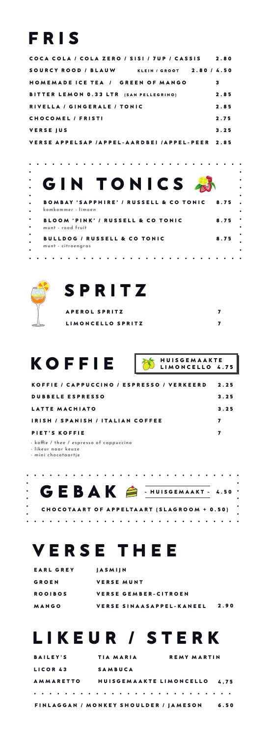# FRIS

| | |
|---|---|
| COCA COLA / COLA ZERO / SISI / 7UP / CASSIS | 2.80 |
| SOURCY ROOD / BLAUW KLEIN / GROOT | 2.80 / 4.50 |
| HOMEMADE ICE TEA / GREEN OF MANGO | 3 |
| BITTER LEMON 0.33 LTR (SAN PELLEGRINO) | 2.85 |
| RIVELLA / GINGERALE / TONIC | 2.85 |
| CHOCOMEL / FRISTI | 2.75 |
| VERSE JUS | 3.25 |
| VERSE APPELSAP /APPEL-AARDBEI /APPEL-PEER | 2.85 |

# GIN TONICS

| | |
|---|---|
| BOMBAY 'SAPPHIRE' / RUSSELL & CO TONIC<br>komkommer - limoen | 8.75 |
| BLOOM 'PINK' / RUSSELL & CO TONIC<br>munt - rood fruit | 8.75 |
| BULLDOG / RUSSELL & CO TONIC<br>munt - citroengras | 8.75 |

# SPRITZ

| | |
|---|---|
| APEROL SPRITZ | 7 |
| LIMONCELLO SPRITZ | 7 |

# KOFFIE

HUISGEMAAKTE LIMONCELLO 4.75

| | |
|---|---|
| KOFFIE / CAPPUCCINO / ESPRESSO / VERKEERD | 2.25 |
| DUBBELE ESPRESSO | 3.25 |
| LATTE MACHIATO | 3.25 |
| IRISH / SPANISH / ITALIAN COFFEE | 7 |
| PIET'S KOFFIE | 7 |

- koffie / thee / espresso of cappuccino
- likeur naar keuze
- mini chocotaartje

# GEBAK

- HUISGEMAAKT - 4.50

CHOCOTAART OF APPELTAART (SLAGROOM + 0.50)

# VERSE THEE

| | | |
|---|---|---|
| EARL GREY | JASMIJN | |
| GROEN | VERSE MUNT | |
| ROOIBOS | VERSE GEMBER-CITROEN | |
| MANGO | VERSE SINAASAPPEL-KANEEL | 2.90 |

# LIKEUR / STERK

| | | |
|---|---|---|
| BAILEY'S | TIA MARIA | REMY MARTIN |
| LICOR 43 | SAMBUCA | |
| AMMARETTO | HUISGEMAAKTE LIMONCELLO | 4,75 |

FINLAGGAN / MONKEY SHOULDER / JAMESON 6.50